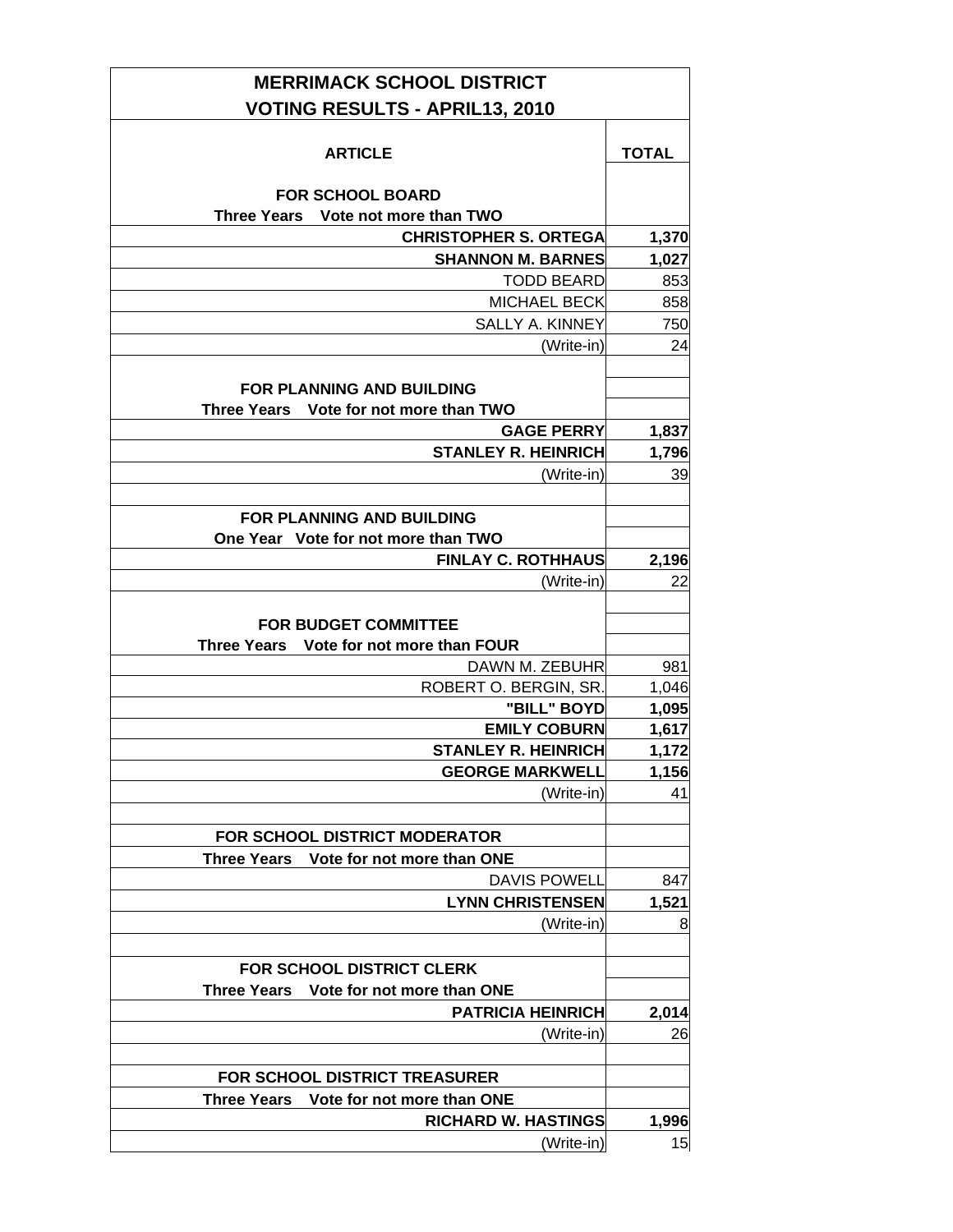# MERRIMACK SCHOOL DISTRICT

## VOTING RESULTS - APRIL13, 2010

| ARTICLE | TOTAL |
|---|---|
| **FOR SCHOOL BOARD** | |
| **Three Years Vote not more than TWO** | |
| **CHRISTOPHER S. ORTEGA** | **1,370** |
| **SHANNON M. BARNES** | **1,027** |
| TODD BEARD | 853 |
| MICHAEL BECK | 858 |
| SALLY A. KINNEY | 750 |
| (Write-in) | 24 |
| | |
| **FOR PLANNING AND BUILDING** | |
| **Three Years Vote for not more than TWO** | |
| **GAGE PERRY** | **1,837** |
| **STANLEY R. HEINRICH** | **1,796** |
| (Write-in) | 39 |
| | |
| **FOR PLANNING AND BUILDING** | |
| **One Year Vote for not more than TWO** | |
| **FINLAY C. ROTHHAUS** | **2,196** |
| (Write-in) | 22 |
| | |
| **FOR BUDGET COMMITTEE** | |
| **Three Years Vote for not more than FOUR** | |
| DAWN M. ZEBUHR | 981 |
| ROBERT O. BERGIN, SR. | 1,046 |
| **"BILL" BOYD** | **1,095** |
| **EMILY COBURN** | **1,617** |
| **STANLEY R. HEINRICH** | **1,172** |
| **GEORGE MARKWELL** | **1,156** |
| (Write-in) | 41 |
| | |
| **FOR SCHOOL DISTRICT MODERATOR** | |
| **Three Years Vote for not more than ONE** | |
| DAVIS POWELL | 847 |
| **LYNN CHRISTENSEN** | **1,521** |
| (Write-in) | 8 |
| | |
| **FOR SCHOOL DISTRICT CLERK** | |
| **Three Years Vote for not more than ONE** | |
| **PATRICIA HEINRICH** | **2,014** |
| (Write-in) | 26 |
| | |
| **FOR SCHOOL DISTRICT TREASURER** | |
| **Three Years Vote for not more than ONE** | |
| **RICHARD W. HASTINGS** | **1,996** |
| (Write-in) | 15 |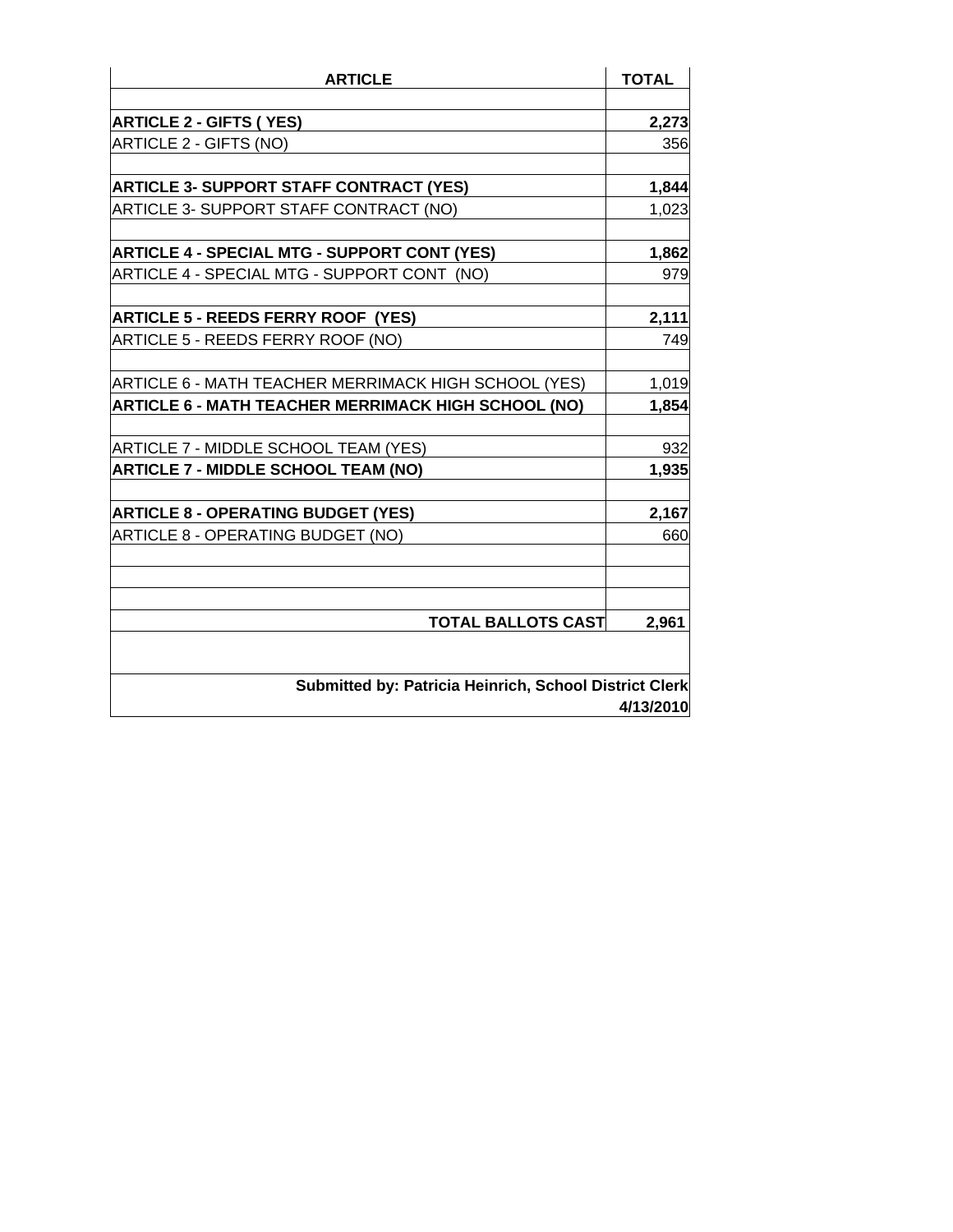| ARTICLE | TOTAL |
|---|---|
| | |
| **ARTICLE 2 - GIFTS ( YES)** | **2,273** |
| ARTICLE 2 - GIFTS (NO) | 356 |
| | |
| **ARTICLE 3- SUPPORT STAFF CONTRACT (YES)** | **1,844** |
| ARTICLE 3- SUPPORT STAFF CONTRACT (NO) | 1,023 |
| | |
| **ARTICLE 4 - SPECIAL MTG - SUPPORT CONT (YES)** | **1,862** |
| ARTICLE 4 - SPECIAL MTG - SUPPORT CONT (NO) | 979 |
| | |
| **ARTICLE 5 - REEDS FERRY ROOF (YES)** | **2,111** |
| ARTICLE 5 - REEDS FERRY ROOF (NO) | 749 |
| | |
| ARTICLE 6 - MATH TEACHER MERRIMACK HIGH SCHOOL (YES) | 1,019 |
| **ARTICLE 6 - MATH TEACHER MERRIMACK HIGH SCHOOL (NO)** | **1,854** |
| | |
| ARTICLE 7 - MIDDLE SCHOOL TEAM (YES) | 932 |
| **ARTICLE 7 - MIDDLE SCHOOL TEAM (NO)** | **1,935** |
| | |
| **ARTICLE 8 - OPERATING BUDGET (YES)** | **2,167** |
| ARTICLE 8 - OPERATING BUDGET (NO) | 660 |
| | |
| | |
| | |
| **TOTAL BALLOTS CAST** | **2,961** |

**Submitted by: Patricia Heinrich, School District Clerk**
**4/13/2010**